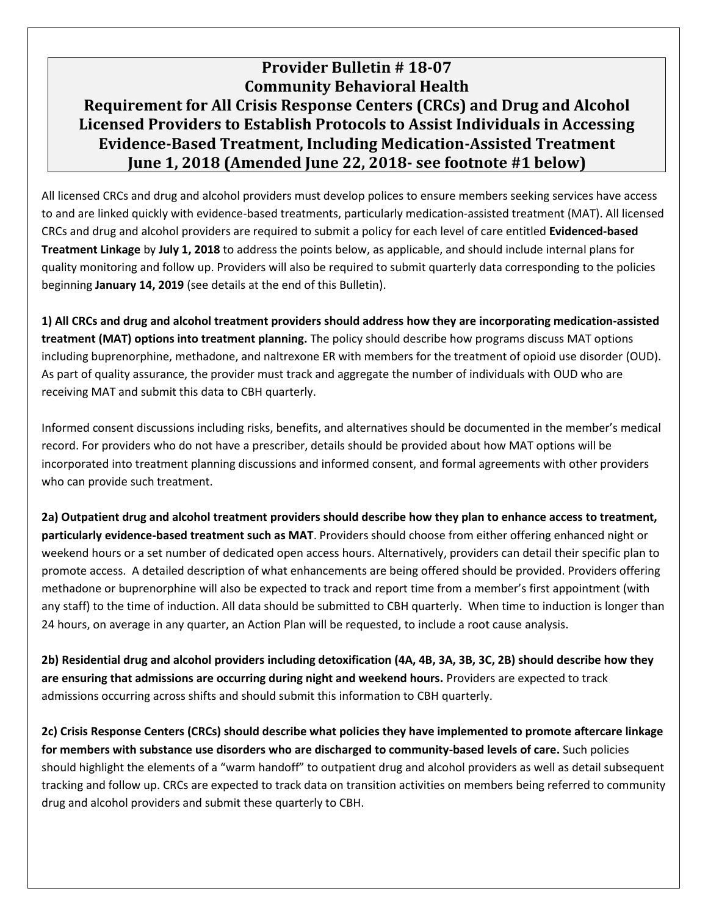# Provider Bulletin # 18-07
# Community Behavioral Health
# Requirement for All Crisis Response Centers (CRCs) and Drug and Alcohol Licensed Providers to Establish Protocols to Assist Individuals in Accessing Evidence-Based Treatment, Including Medication-Assisted Treatment
# June 1, 2018 (Amended June 22, 2018- see footnote #1 below)

All licensed CRCs and drug and alcohol providers must develop polices to ensure members seeking services have access to and are linked quickly with evidence-based treatments, particularly medication-assisted treatment (MAT). All licensed CRCs and drug and alcohol providers are required to submit a policy for each level of care entitled **Evidenced-based Treatment Linkage** by **July 1, 2018** to address the points below, as applicable, and should include internal plans for quality monitoring and follow up. Providers will also be required to submit quarterly data corresponding to the policies beginning **January 14, 2019** (see details at the end of this Bulletin).

**1) All CRCs and drug and alcohol treatment providers should address how they are incorporating medication-assisted treatment (MAT) options into treatment planning.** The policy should describe how programs discuss MAT options including buprenorphine, methadone, and naltrexone ER with members for the treatment of opioid use disorder (OUD). As part of quality assurance, the provider must track and aggregate the number of individuals with OUD who are receiving MAT and submit this data to CBH quarterly.

Informed consent discussions including risks, benefits, and alternatives should be documented in the member's medical record. For providers who do not have a prescriber, details should be provided about how MAT options will be incorporated into treatment planning discussions and informed consent, and formal agreements with other providers who can provide such treatment.

**2a) Outpatient drug and alcohol treatment providers should describe how they plan to enhance access to treatment, particularly evidence-based treatment such as MAT**. Providers should choose from either offering enhanced night or weekend hours or a set number of dedicated open access hours. Alternatively, providers can detail their specific plan to promote access. A detailed description of what enhancements are being offered should be provided. Providers offering methadone or buprenorphine will also be expected to track and report time from a member's first appointment (with any staff) to the time of induction. All data should be submitted to CBH quarterly. When time to induction is longer than 24 hours, on average in any quarter, an Action Plan will be requested, to include a root cause analysis.

**2b) Residential drug and alcohol providers including detoxification (4A, 4B, 3A, 3B, 3C, 2B) should describe how they are ensuring that admissions are occurring during night and weekend hours.** Providers are expected to track admissions occurring across shifts and should submit this information to CBH quarterly.

**2c) Crisis Response Centers (CRCs) should describe what policies they have implemented to promote aftercare linkage for members with substance use disorders who are discharged to community-based levels of care.** Such policies should highlight the elements of a "warm handoff" to outpatient drug and alcohol providers as well as detail subsequent tracking and follow up. CRCs are expected to track data on transition activities on members being referred to community drug and alcohol providers and submit these quarterly to CBH.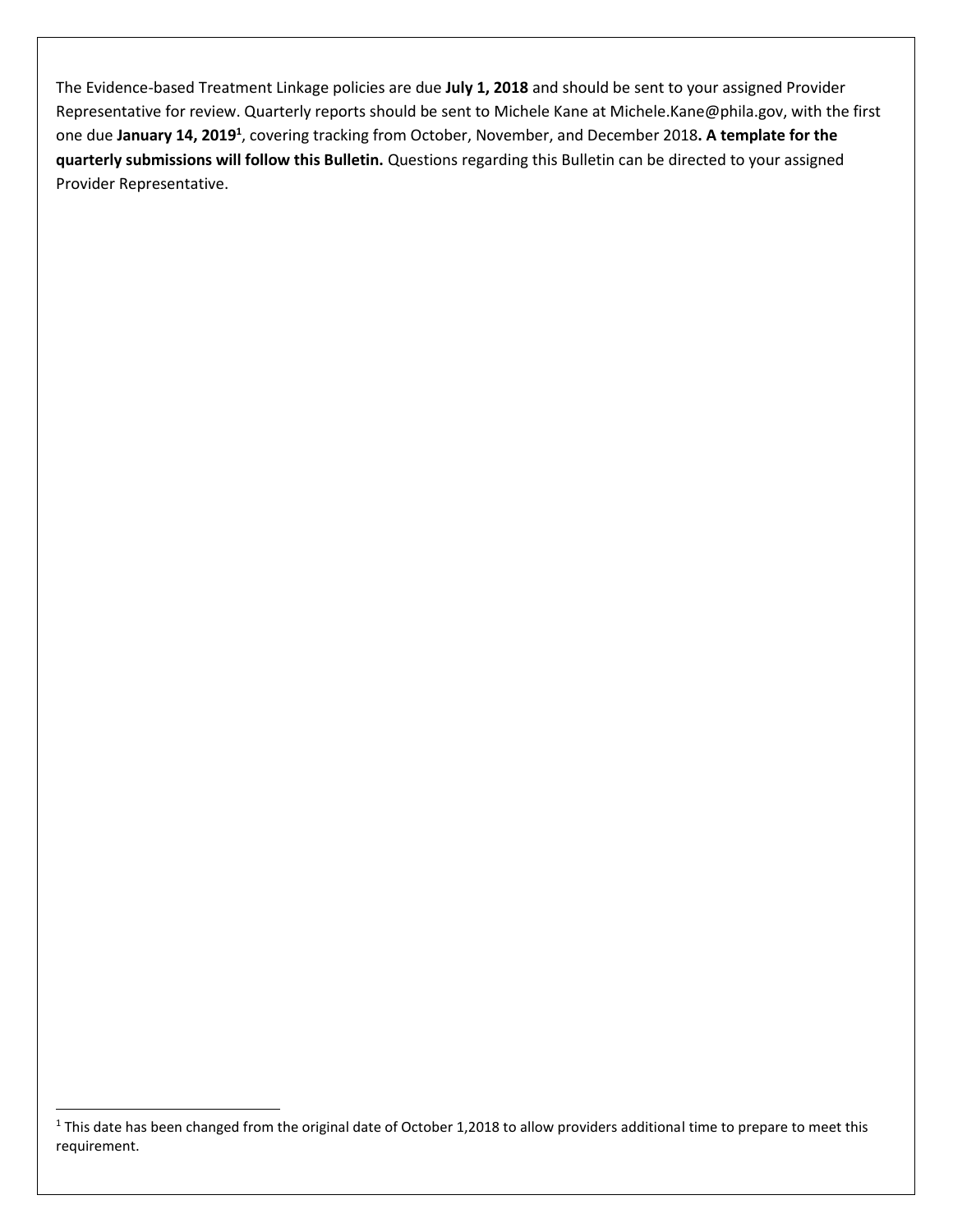The Evidence-based Treatment Linkage policies are due **July 1, 2018** and should be sent to your assigned Provider Representative for review. Quarterly reports should be sent to Michele Kane at Michele.Kane@phila.gov, with the first one due **January 14, 2019**[1], covering tracking from October, November, and December 2018**. A template for the quarterly submissions will follow this Bulletin.** Questions regarding this Bulletin can be directed to your assigned Provider Representative.

[1] This date has been changed from the original date of October 1,2018 to allow providers additional time to prepare to meet this requirement.